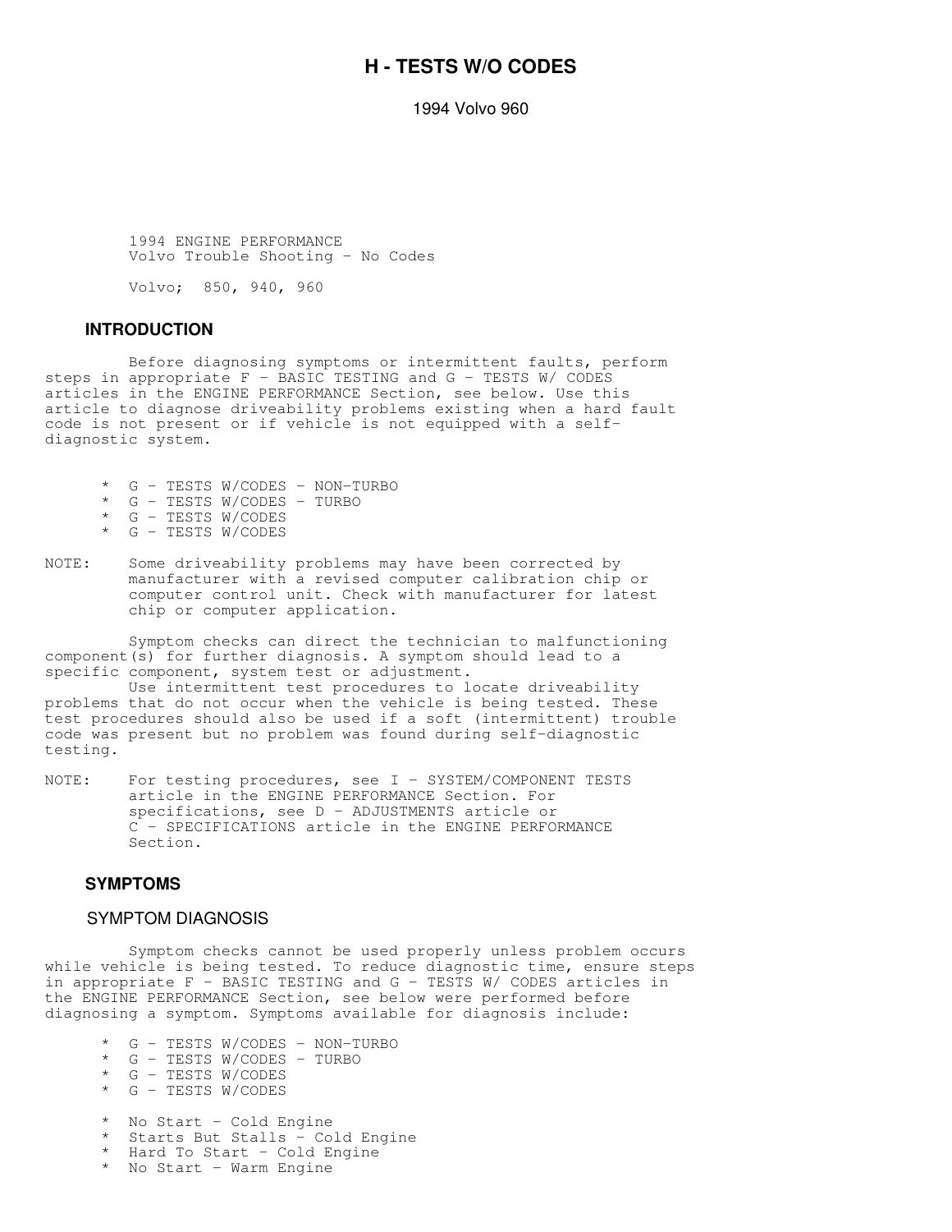# H - TESTS W/O CODES

1994 Volvo 960

1994 ENGINE PERFORMANCE
Volvo Trouble Shooting - No Codes

Volvo; 850, 940, 960

## INTRODUCTION

Before diagnosing symptoms or intermittent faults, perform steps in appropriate F - BASIC TESTING and G - TESTS W/ CODES articles in the ENGINE PERFORMANCE Section, see below. Use this article to diagnose driveability problems existing when a hard fault code is not present or if vehicle is not equipped with a self-diagnostic system.

* G - TESTS W/CODES - NON-TURBO
* G - TESTS W/CODES - TURBO
* G - TESTS W/CODES
* G - TESTS W/CODES

NOTE: Some driveability problems may have been corrected by manufacturer with a revised computer calibration chip or computer control unit. Check with manufacturer for latest chip or computer application.

Symptom checks can direct the technician to malfunctioning component(s) for further diagnosis. A symptom should lead to a specific component, system test or adjustment.

Use intermittent test procedures to locate driveability problems that do not occur when the vehicle is being tested. These test procedures should also be used if a soft (intermittent) trouble code was present but no problem was found during self-diagnostic testing.

NOTE: For testing procedures, see I - SYSTEM/COMPONENT TESTS article in the ENGINE PERFORMANCE Section. For specifications, see D - ADJUSTMENTS article or C - SPECIFICATIONS article in the ENGINE PERFORMANCE Section.

## SYMPTOMS

### SYMPTOM DIAGNOSIS

Symptom checks cannot be used properly unless problem occurs while vehicle is being tested. To reduce diagnostic time, ensure steps in appropriate F - BASIC TESTING and G - TESTS W/ CODES articles in the ENGINE PERFORMANCE Section, see below were performed before diagnosing a symptom. Symptoms available for diagnosis include:

* G - TESTS W/CODES - NON-TURBO
* G - TESTS W/CODES - TURBO
* G - TESTS W/CODES
* G - TESTS W/CODES

* No Start - Cold Engine
* Starts But Stalls - Cold Engine
* Hard To Start - Cold Engine
* No Start - Warm Engine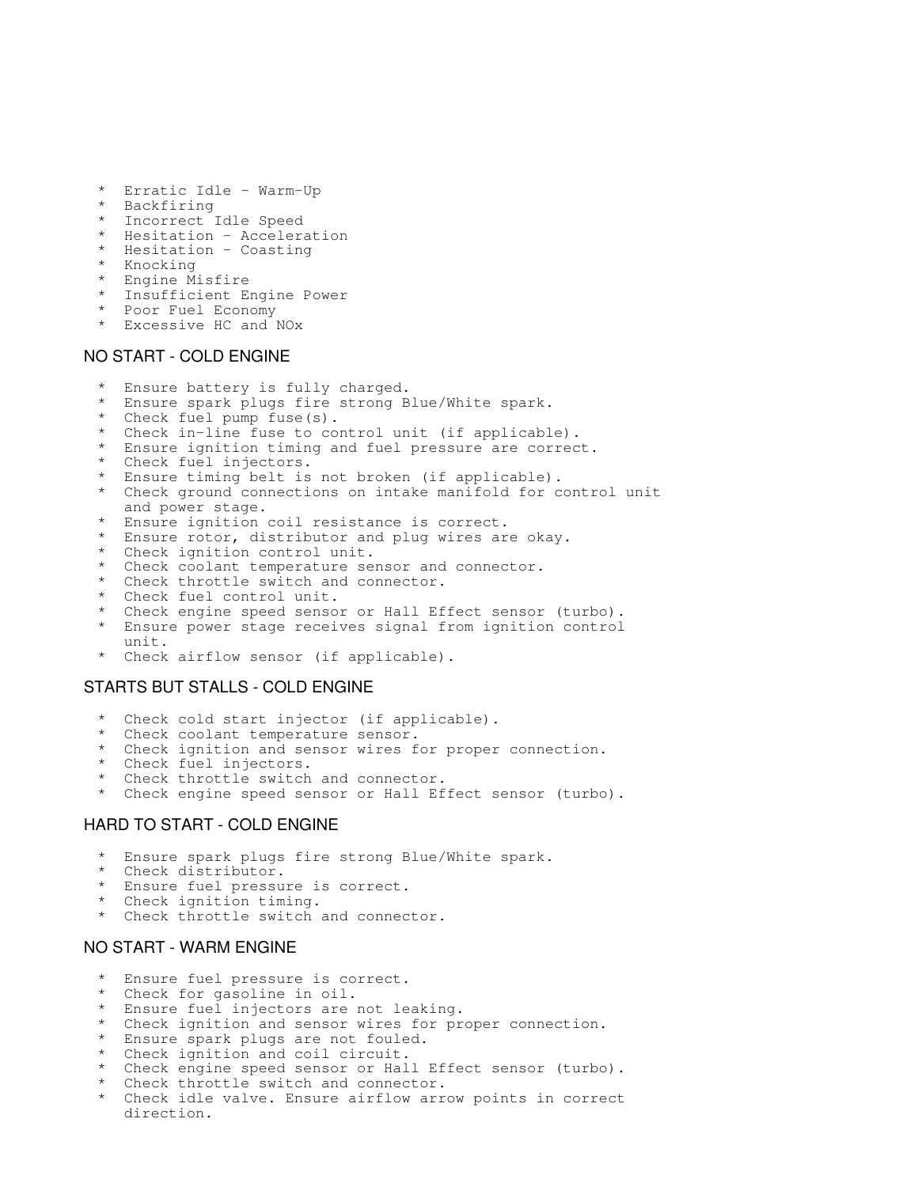* Erratic Idle - Warm-Up
* Backfiring
* Incorrect Idle Speed
* Hesitation - Acceleration
* Hesitation - Coasting
* Knocking
* Engine Misfire
* Insufficient Engine Power
* Poor Fuel Economy
* Excessive HC and NOx

## NO START - COLD ENGINE

* Ensure battery is fully charged.
* Ensure spark plugs fire strong Blue/White spark.
* Check fuel pump fuse(s).
* Check in-line fuse to control unit (if applicable).
* Ensure ignition timing and fuel pressure are correct.
* Check fuel injectors.
* Ensure timing belt is not broken (if applicable).
* Check ground connections on intake manifold for control unit and power stage.
* Ensure ignition coil resistance is correct.
* Ensure rotor, distributor and plug wires are okay.
* Check ignition control unit.
* Check coolant temperature sensor and connector.
* Check throttle switch and connector.
* Check fuel control unit.
* Check engine speed sensor or Hall Effect sensor (turbo).
* Ensure power stage receives signal from ignition control unit.
* Check airflow sensor (if applicable).

## STARTS BUT STALLS - COLD ENGINE

* Check cold start injector (if applicable).
* Check coolant temperature sensor.
* Check ignition and sensor wires for proper connection.
* Check fuel injectors.
* Check throttle switch and connector.
* Check engine speed sensor or Hall Effect sensor (turbo).

## HARD TO START - COLD ENGINE

* Ensure spark plugs fire strong Blue/White spark.
* Check distributor.
* Ensure fuel pressure is correct.
* Check ignition timing.
* Check throttle switch and connector.

## NO START - WARM ENGINE

* Ensure fuel pressure is correct.
* Check for gasoline in oil.
* Ensure fuel injectors are not leaking.
* Check ignition and sensor wires for proper connection.
* Ensure spark plugs are not fouled.
* Check ignition and coil circuit.
* Check engine speed sensor or Hall Effect sensor (turbo).
* Check throttle switch and connector.
* Check idle valve. Ensure airflow arrow points in correct direction.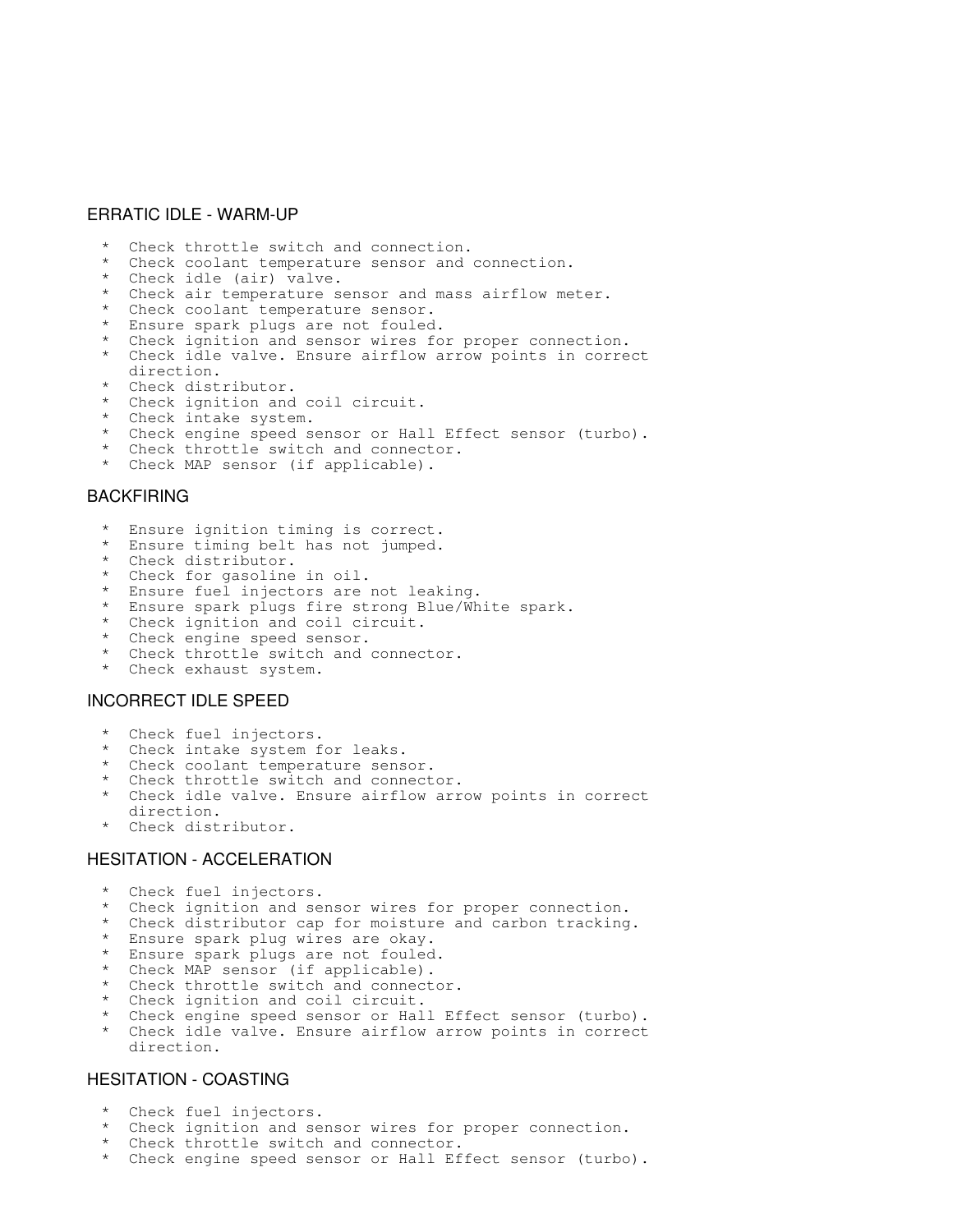## ERRATIC IDLE - WARM-UP

* Check throttle switch and connection.
* Check coolant temperature sensor and connection.
* Check idle (air) valve.
* Check air temperature sensor and mass airflow meter.
* Check coolant temperature sensor.
* Ensure spark plugs are not fouled.
* Check ignition and sensor wires for proper connection.
* Check idle valve. Ensure airflow arrow points in correct direction.
* Check distributor.
* Check ignition and coil circuit.
* Check intake system.
* Check engine speed sensor or Hall Effect sensor (turbo).
* Check throttle switch and connector.
* Check MAP sensor (if applicable).

## BACKFIRING

* Ensure ignition timing is correct.
* Ensure timing belt has not jumped.
* Check distributor.
* Check for gasoline in oil.
* Ensure fuel injectors are not leaking.
* Ensure spark plugs fire strong Blue/White spark.
* Check ignition and coil circuit.
* Check engine speed sensor.
* Check throttle switch and connector.
* Check exhaust system.

## INCORRECT IDLE SPEED

* Check fuel injectors.
* Check intake system for leaks.
* Check coolant temperature sensor.
* Check throttle switch and connector.
* Check idle valve. Ensure airflow arrow points in correct direction.
* Check distributor.

## HESITATION - ACCELERATION

* Check fuel injectors.
* Check ignition and sensor wires for proper connection.
* Check distributor cap for moisture and carbon tracking.
* Ensure spark plug wires are okay.
* Ensure spark plugs are not fouled.
* Check MAP sensor (if applicable).
* Check throttle switch and connector.
* Check ignition and coil circuit.
* Check engine speed sensor or Hall Effect sensor (turbo).
* Check idle valve. Ensure airflow arrow points in correct direction.

## HESITATION - COASTING

* Check fuel injectors.
* Check ignition and sensor wires for proper connection.
* Check throttle switch and connector.
* Check engine speed sensor or Hall Effect sensor (turbo).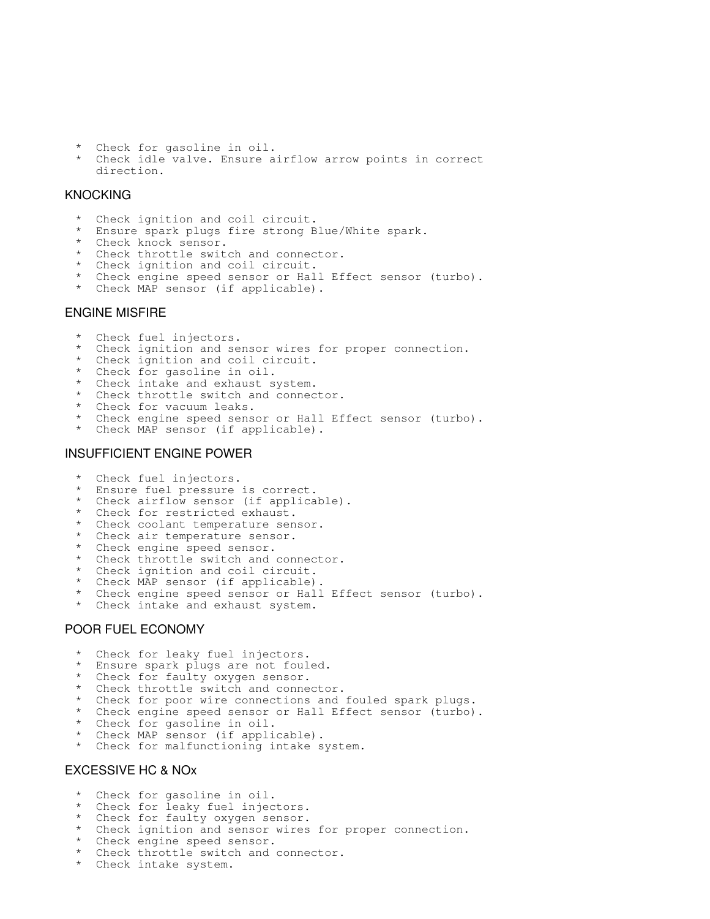* Check for gasoline in oil.
* Check idle valve. Ensure airflow arrow points in correct direction.

## KNOCKING

* Check ignition and coil circuit.
* Ensure spark plugs fire strong Blue/White spark.
* Check knock sensor.
* Check throttle switch and connector.
* Check ignition and coil circuit.
* Check engine speed sensor or Hall Effect sensor (turbo).
* Check MAP sensor (if applicable).

## ENGINE MISFIRE

* Check fuel injectors.
* Check ignition and sensor wires for proper connection.
* Check ignition and coil circuit.
* Check for gasoline in oil.
* Check intake and exhaust system.
* Check throttle switch and connector.
* Check for vacuum leaks.
* Check engine speed sensor or Hall Effect sensor (turbo).
* Check MAP sensor (if applicable).

## INSUFFICIENT ENGINE POWER

* Check fuel injectors.
* Ensure fuel pressure is correct.
* Check airflow sensor (if applicable).
* Check for restricted exhaust.
* Check coolant temperature sensor.
* Check air temperature sensor.
* Check engine speed sensor.
* Check throttle switch and connector.
* Check ignition and coil circuit.
* Check MAP sensor (if applicable).
* Check engine speed sensor or Hall Effect sensor (turbo).
* Check intake and exhaust system.

## POOR FUEL ECONOMY

* Check for leaky fuel injectors.
* Ensure spark plugs are not fouled.
* Check for faulty oxygen sensor.
* Check throttle switch and connector.
* Check for poor wire connections and fouled spark plugs.
* Check engine speed sensor or Hall Effect sensor (turbo).
* Check for gasoline in oil.
* Check MAP sensor (if applicable).
* Check for malfunctioning intake system.

## EXCESSIVE HC & NOx

* Check for gasoline in oil.
* Check for leaky fuel injectors.
* Check for faulty oxygen sensor.
* Check ignition and sensor wires for proper connection.
* Check engine speed sensor.
* Check throttle switch and connector.
* Check intake system.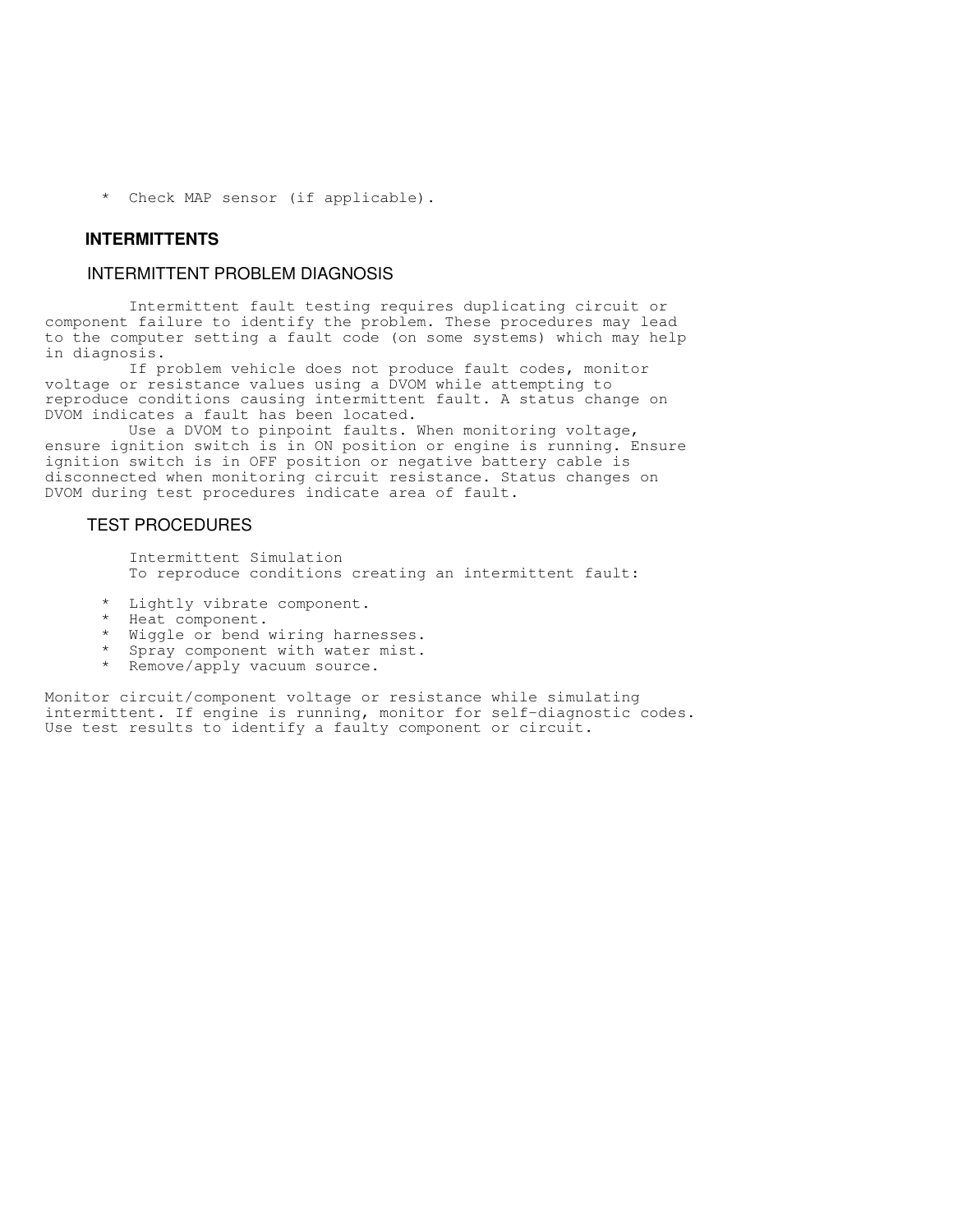* Check MAP sensor (if applicable).

## INTERMITTENTS

### INTERMITTENT PROBLEM DIAGNOSIS

Intermittent fault testing requires duplicating circuit or component failure to identify the problem. These procedures may lead to the computer setting a fault code (on some systems) which may help in diagnosis.

If problem vehicle does not produce fault codes, monitor voltage or resistance values using a DVOM while attempting to reproduce conditions causing intermittent fault. A status change on DVOM indicates a fault has been located.

Use a DVOM to pinpoint faults. When monitoring voltage, ensure ignition switch is in ON position or engine is running. Ensure ignition switch is in OFF position or negative battery cable is disconnected when monitoring circuit resistance. Status changes on DVOM during test procedures indicate area of fault.

### TEST PROCEDURES

Intermittent Simulation

To reproduce conditions creating an intermittent fault:

* Lightly vibrate component.
* Heat component.
* Wiggle or bend wiring harnesses.
* Spray component with water mist.
* Remove/apply vacuum source.

Monitor circuit/component voltage or resistance while simulating intermittent. If engine is running, monitor for self-diagnostic codes. Use test results to identify a faulty component or circuit.